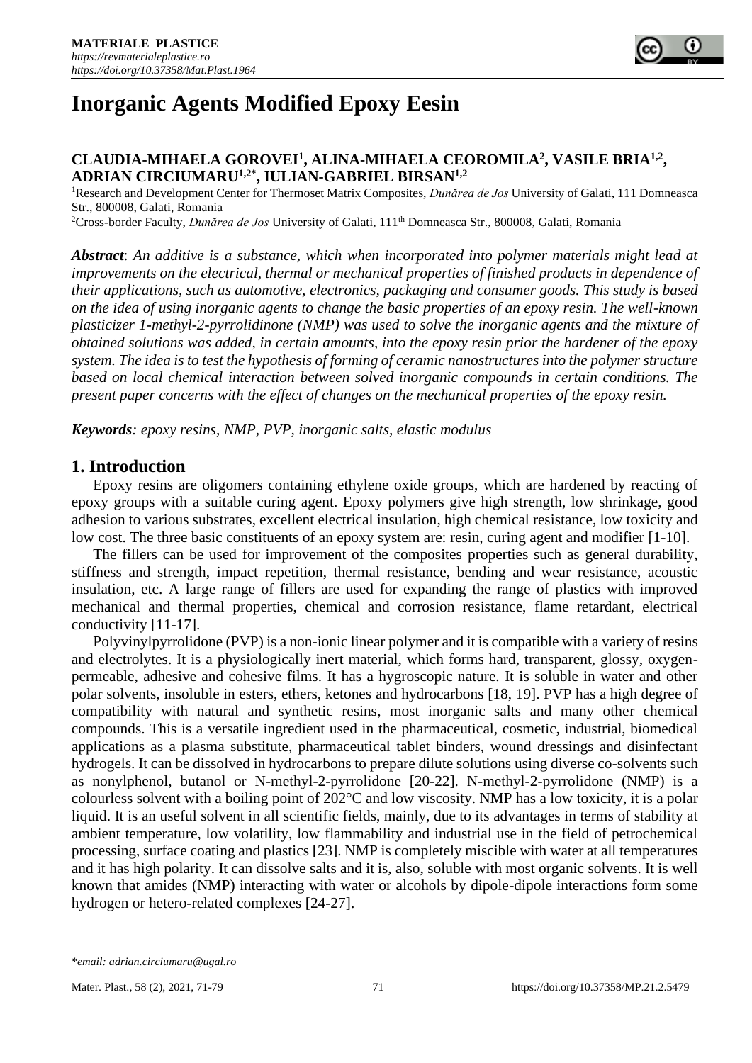# Inorganic Agents Modified Epoxy Eesin

**CLAUDIA-MIHAELA GOROVEI[1], ALINA-MIHAELA CEOROMILA[2], VASILE BRIA[1,2], ADRIAN CIRCIUMARU[1,2*], IULIAN-GABRIEL BIRSAN[1,2]**

[1]Research and Development Center for Thermoset Matrix Composites, *Dunărea de Jos* University of Galati, 111 Domneasca Str., 800008, Galati, Romania

[2]Cross-border Faculty, *Dunărea de Jos* University of Galati, 111th Domneasca Str., 800008, Galati, Romania

***Abstract***: *An additive is a substance, which when incorporated into polymer materials might lead at improvements on the electrical, thermal or mechanical properties of finished products in dependence of their applications, such as automotive, electronics, packaging and consumer goods. This study is based on the idea of using inorganic agents to change the basic properties of an epoxy resin. The well-known plasticizer 1-methyl-2-pyrrolidinone (NMP) was used to solve the inorganic agents and the mixture of obtained solutions was added, in certain amounts, into the epoxy resin prior the hardener of the epoxy system. The idea is to test the hypothesis of forming of ceramic nanostructures into the polymer structure based on local chemical interaction between solved inorganic compounds in certain conditions. The present paper concerns with the effect of changes on the mechanical properties of the epoxy resin.*

***Keywords****: epoxy resins, NMP, PVP, inorganic salts, elastic modulus*

## 1. Introduction

Epoxy resins are oligomers containing ethylene oxide groups, which are hardened by reacting of epoxy groups with a suitable curing agent. Epoxy polymers give high strength, low shrinkage, good adhesion to various substrates, excellent electrical insulation, high chemical resistance, low toxicity and low cost. The three basic constituents of an epoxy system are: resin, curing agent and modifier [1-10].

The fillers can be used for improvement of the composites properties such as general durability, stiffness and strength, impact repetition, thermal resistance, bending and wear resistance, acoustic insulation, etc. A large range of fillers are used for expanding the range of plastics with improved mechanical and thermal properties, chemical and corrosion resistance, flame retardant, electrical conductivity [11-17].

Polyvinylpyrrolidone (PVP) is a non-ionic linear polymer and it is compatible with a variety of resins and electrolytes. It is a physiologically inert material, which forms hard, transparent, glossy, oxygen-permeable, adhesive and cohesive films. It has a hygroscopic nature. It is soluble in water and other polar solvents, insoluble in esters, ethers, ketones and hydrocarbons [18, 19]. PVP has a high degree of compatibility with natural and synthetic resins, most inorganic salts and many other chemical compounds. This is a versatile ingredient used in the pharmaceutical, cosmetic, industrial, biomedical applications as a plasma substitute, pharmaceutical tablet binders, wound dressings and disinfectant hydrogels. It can be dissolved in hydrocarbons to prepare dilute solutions using diverse co-solvents such as nonylphenol, butanol or N-methyl-2-pyrrolidone [20-22]. N-methyl-2-pyrrolidone (NMP) is a colourless solvent with a boiling point of 202°C and low viscosity. NMP has a low toxicity, it is a polar liquid. It is an useful solvent in all scientific fields, mainly, due to its advantages in terms of stability at ambient temperature, low volatility, low flammability and industrial use in the field of petrochemical processing, surface coating and plastics [23]. NMP is completely miscible with water at all temperatures and it has high polarity. It can dissolve salts and it is, also, soluble with most organic solvents. It is well known that amides (NMP) interacting with water or alcohols by dipole-dipole interactions form some hydrogen or hetero-related complexes [24-27].

---

*\*email: adrian.circiumaru@ugal.ro*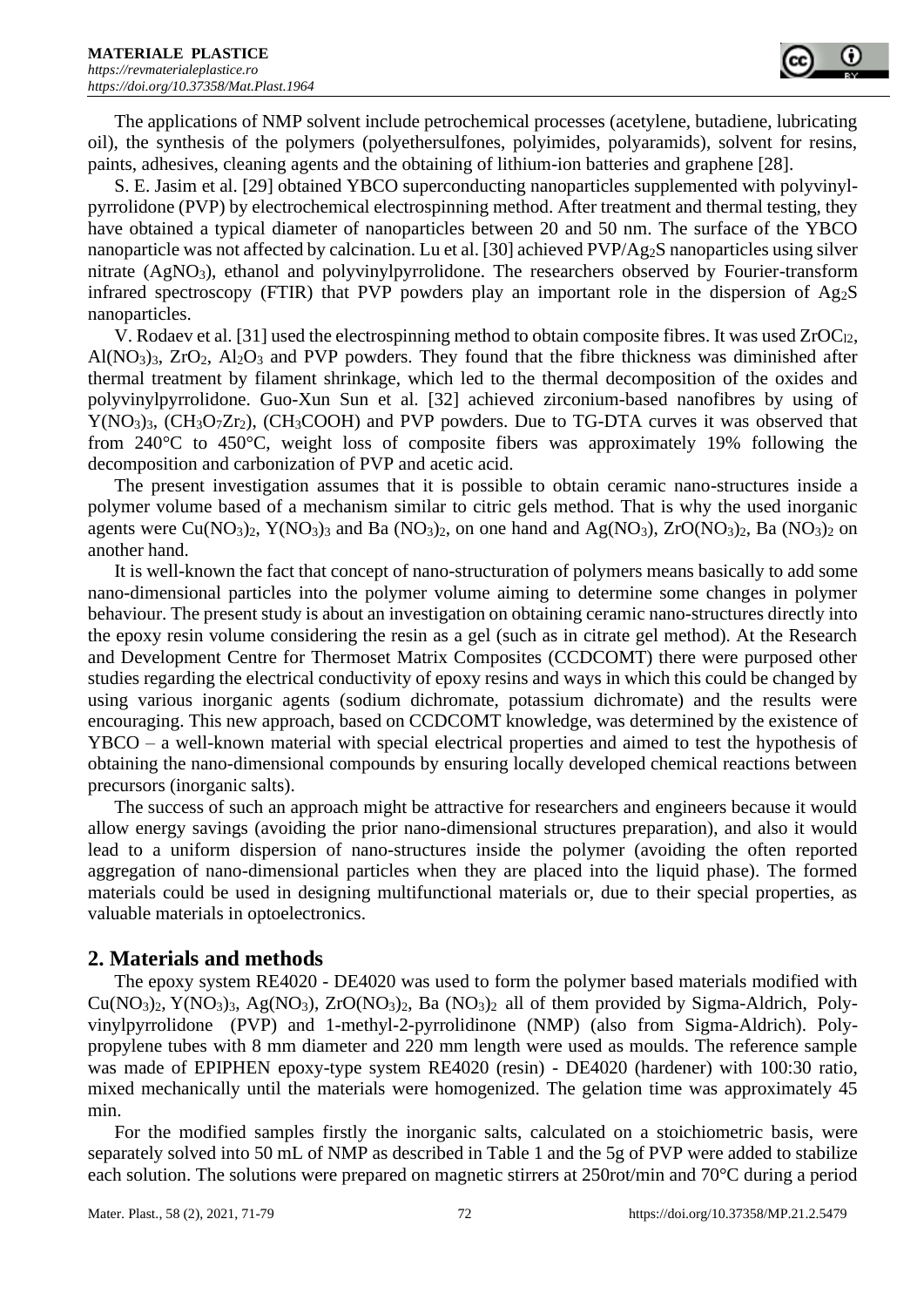The applications of NMP solvent include petrochemical processes (acetylene, butadiene, lubricating oil), the synthesis of the polymers (polyethersulfones, polyimides, polyaramids), solvent for resins, paints, adhesives, cleaning agents and the obtaining of lithium-ion batteries and graphene [28].

S. E. Jasim et al. [29] obtained YBCO superconducting nanoparticles supplemented with polyvinylpyrrolidone (PVP) by electrochemical electrospinning method. After treatment and thermal testing, they have obtained a typical diameter of nanoparticles between 20 and 50 nm. The surface of the YBCO nanoparticle was not affected by calcination. Lu et al. [30] achieved PVP/$Ag_2S$ nanoparticles using silver nitrate ($AgNO_3$), ethanol and polyvinylpyrrolidone. The researchers observed by Fourier-transform infrared spectroscopy (FTIR) that PVP powders play an important role in the dispersion of $Ag_2S$ nanoparticles.

V. Rodaev et al. [31] used the electrospinning method to obtain composite fibres. It was used $ZrOC_{l2}$, $Al(NO_3)_3$, $ZrO_2$, $Al_2O_3$ and PVP powders. They found that the fibre thickness was diminished after thermal treatment by filament shrinkage, which led to the thermal decomposition of the oxides and polyvinylpyrrolidone. Guo-Xun Sun et al. [32] achieved zirconium-based nanofibres by using of $Y(NO_3)_3$, ($CH_3O_7Zr_2$), ($CH_3COOH$) and PVP powders. Due to TG-DTA curves it was observed that from 240°C to 450°C, weight loss of composite fibers was approximately 19% following the decomposition and carbonization of PVP and acetic acid.

The present investigation assumes that it is possible to obtain ceramic nano-structures inside a polymer volume based of a mechanism similar to citric gels method. That is why the used inorganic agents were $Cu(NO_3)_2$, $Y(NO_3)_3$ and Ba $(NO_3)_2$, on one hand and $Ag(NO_3)$, $ZrO(NO_3)_2$, Ba $(NO_3)_2$ on another hand.

It is well-known the fact that concept of nano-structuration of polymers means basically to add some nano-dimensional particles into the polymer volume aiming to determine some changes in polymer behaviour. The present study is about an investigation on obtaining ceramic nano-structures directly into the epoxy resin volume considering the resin as a gel (such as in citrate gel method). At the Research and Development Centre for Thermoset Matrix Composites (CCDCOMT) there were purposed other studies regarding the electrical conductivity of epoxy resins and ways in which this could be changed by using various inorganic agents (sodium dichromate, potassium dichromate) and the results were encouraging. This new approach, based on CCDCOMT knowledge, was determined by the existence of YBCO – a well-known material with special electrical properties and aimed to test the hypothesis of obtaining the nano-dimensional compounds by ensuring locally developed chemical reactions between precursors (inorganic salts).

The success of such an approach might be attractive for researchers and engineers because it would allow energy savings (avoiding the prior nano-dimensional structures preparation), and also it would lead to a uniform dispersion of nano-structures inside the polymer (avoiding the often reported aggregation of nano-dimensional particles when they are placed into the liquid phase). The formed materials could be used in designing multifunctional materials or, due to their special properties, as valuable materials in optoelectronics.

## 2. Materials and methods

The epoxy system RE4020 - DE4020 was used to form the polymer based materials modified with $Cu(NO_3)_2$, $Y(NO_3)_3$, $Ag(NO_3)$, $ZrO(NO_3)_2$, Ba $(NO_3)_2$ all of them provided by Sigma-Aldrich, Polyvinylpyrrolidone (PVP) and 1-methyl-2-pyrrolidinone (NMP) (also from Sigma-Aldrich). Polypropylene tubes with 8 mm diameter and 220 mm length were used as moulds. The reference sample was made of EPIPHEN epoxy-type system RE4020 (resin) - DE4020 (hardener) with 100:30 ratio, mixed mechanically until the materials were homogenized. The gelation time was approximately 45 min.

For the modified samples firstly the inorganic salts, calculated on a stoichiometric basis, were separately solved into 50 mL of NMP as described in Table 1 and the 5g of PVP were added to stabilize each solution. The solutions were prepared on magnetic stirrers at 250rot/min and 70°C during a period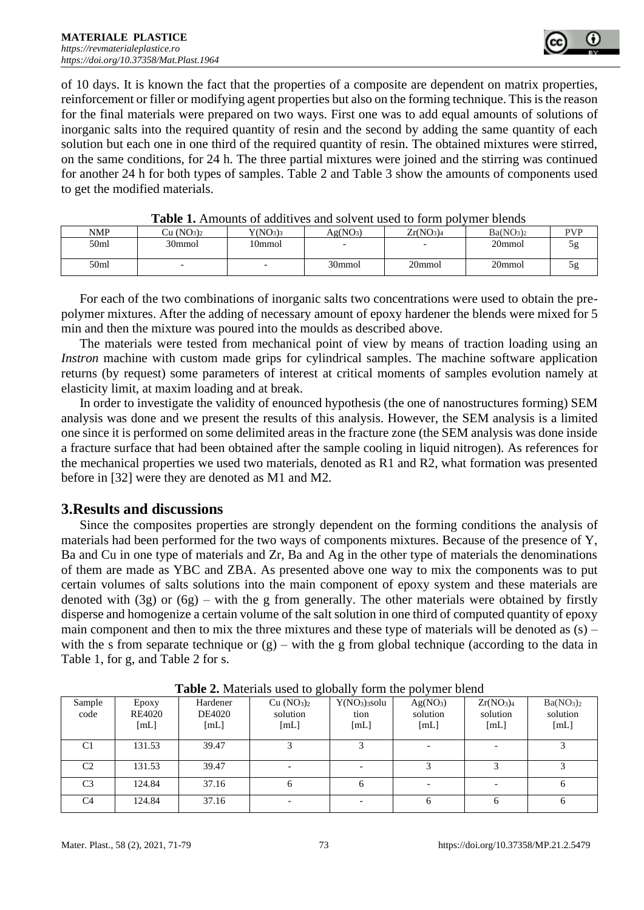of 10 days. It is known the fact that the properties of a composite are dependent on matrix properties, reinforcement or filler or modifying agent properties but also on the forming technique. This is the reason for the final materials were prepared on two ways. First one was to add equal amounts of solutions of inorganic salts into the required quantity of resin and the second by adding the same quantity of each solution but each one in one third of the required quantity of resin. The obtained mixtures were stirred, on the same conditions, for 24 h. The three partial mixtures were joined and the stirring was continued for another 24 h for both types of samples. Table 2 and Table 3 show the amounts of components used to get the modified materials.

**Table 1.** Amounts of additives and solvent used to form polymer blends

| NMP | $Cu(NO_3)_2$ | $Y(NO_3)_3$ | $Ag(NO_3)$ | $Zr(NO_3)_4$ | $Ba(NO_3)_2$ | PVP |
|---|---|---|---|---|---|---|
| 50ml | 30mmol | 10mmol | - | - | 20mmol | 5g |
| 50ml | - | - | 30mmol | 20mmol | 20mmol | 5g |

For each of the two combinations of inorganic salts two concentrations were used to obtain the pre-polymer mixtures. After the adding of necessary amount of epoxy hardener the blends were mixed for 5 min and then the mixture was poured into the moulds as described above.

The materials were tested from mechanical point of view by means of traction loading using an *Instron* machine with custom made grips for cylindrical samples. The machine software application returns (by request) some parameters of interest at critical moments of samples evolution namely at elasticity limit, at maxim loading and at break.

In order to investigate the validity of enounced hypothesis (the one of nanostructures forming) SEM analysis was done and we present the results of this analysis. However, the SEM analysis is a limited one since it is performed on some delimited areas in the fracture zone (the SEM analysis was done inside a fracture surface that had been obtained after the sample cooling in liquid nitrogen). As references for the mechanical properties we used two materials, denoted as R1 and R2, what formation was presented before in [32] were they are denoted as M1 and M2.

## 3.Results and discussions

Since the composites properties are strongly dependent on the forming conditions the analysis of materials had been performed for the two ways of components mixtures. Because of the presence of Y, Ba and Cu in one type of materials and Zr, Ba and Ag in the other type of materials the denominations of them are made as YBC and ZBA. As presented above one way to mix the components was to put certain volumes of salts solutions into the main component of epoxy system and these materials are denoted with (3g) or (6g) – with the g from generally. The other materials were obtained by firstly disperse and homogenize a certain volume of the salt solution in one third of computed quantity of epoxy main component and then to mix the three mixtures and these type of materials will be denoted as (s) – with the s from separate technique or (g) – with the g from global technique (according to the data in Table 1, for g, and Table 2 for s.

**Table 2.** Materials used to globally form the polymer blend

| Sample code | Epoxy RE4020 [mL] | Hardener DE4020 [mL] | $Cu(NO_3)_2$ solution [mL] | $Y(NO_3)_3$solution [mL] | $Ag(NO_3)$ solution [mL] | $Zr(NO_3)_4$ solution [mL] | $Ba(NO_3)_2$ solution [mL] |
|---|---|---|---|---|---|---|---|
| C1 | 131.53 | 39.47 | 3 | 3 | - | - | 3 |
| C2 | 131.53 | 39.47 | - | - | 3 | 3 | 3 |
| C3 | 124.84 | 37.16 | 6 | 6 | - | - | 6 |
| C4 | 124.84 | 37.16 | - | - | 6 | 6 | 6 |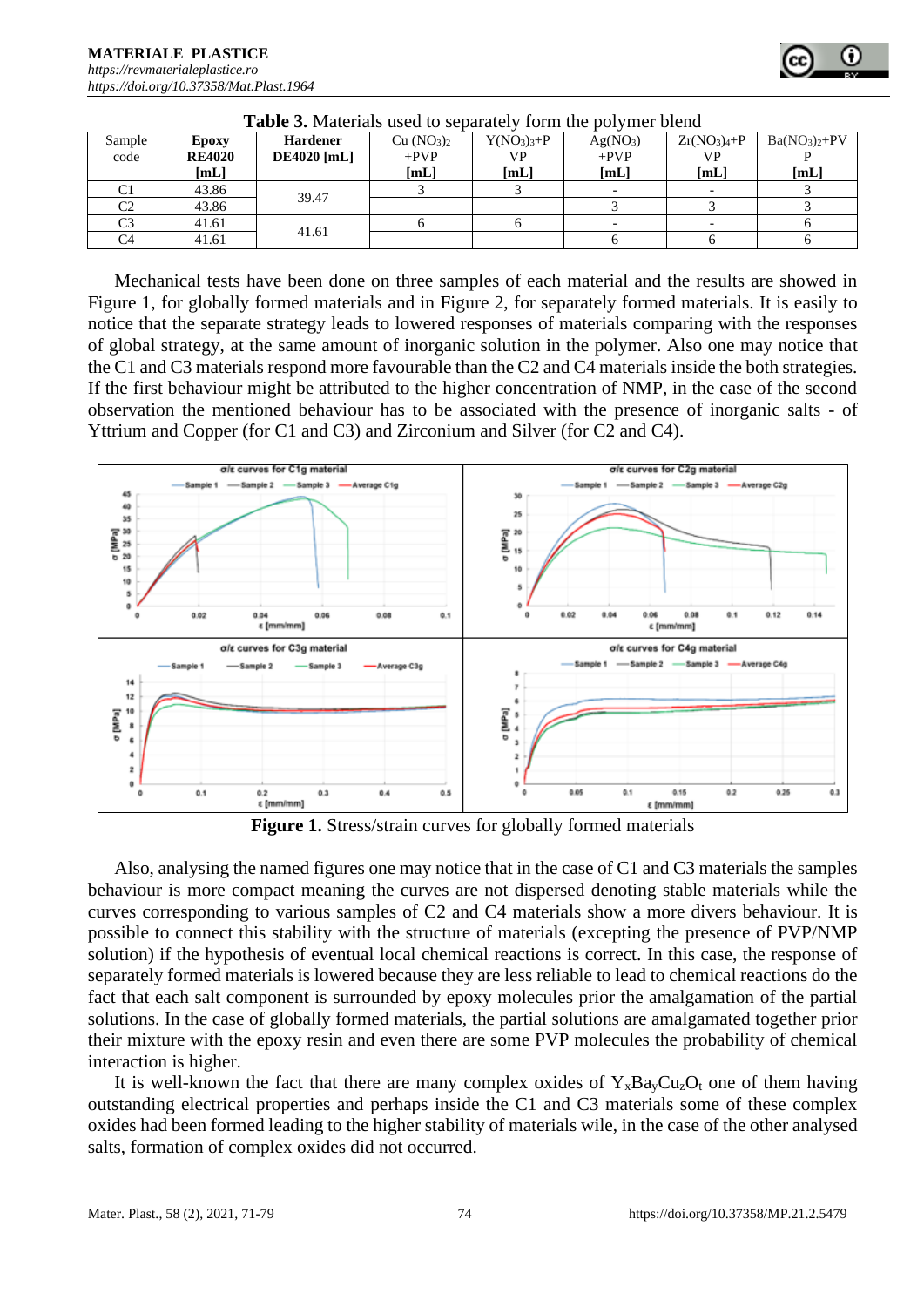**Table 3.** Materials used to separately form the polymer blend

| Sample code | **Epoxy RE4020 [mL]** | **Hardener DE4020 [mL]** | $Cu(NO_3)_2$ +PVP [mL] | $Y(NO_3)_3$+PVP [mL] | $Ag(NO_3)$ +PVP [mL] | $Zr(NO_3)_4$+PVP [mL] | $Ba(NO_3)_2$+PVP [mL] |
|---|---|---|---|---|---|---|---|
| C1 | 43.86 | 39.47 | 3 | 3 | - | - | 3 |
| C2 | 43.86 | | | | 3 | 3 | 3 |
| C3 | 41.61 | 41.61 | 6 | 6 | - | - | 6 |
| C4 | 41.61 | | | | 6 | 6 | 6 |

Mechanical tests have been done on three samples of each material and the results are showed in Figure 1, for globally formed materials and in Figure 2, for separately formed materials. It is easily to notice that the separate strategy leads to lowered responses of materials comparing with the responses of global strategy, at the same amount of inorganic solution in the polymer. Also one may notice that the C1 and C3 materials respond more favourable than the C2 and C4 materials inside the both strategies. If the first behaviour might be attributed to the higher concentration of NMP, in the case of the second observation the mentioned behaviour has to be associated with the presence of inorganic salts - of Yttrium and Copper (for C1 and C3) and Zirconium and Silver (for C2 and C4).

**Figure 1.** Stress/strain curves for globally formed materials

Also, analysing the named figures one may notice that in the case of C1 and C3 materials the samples behaviour is more compact meaning the curves are not dispersed denoting stable materials while the curves corresponding to various samples of C2 and C4 materials show a more divers behaviour. It is possible to connect this stability with the structure of materials (excepting the presence of PVP/NMP solution) if the hypothesis of eventual local chemical reactions is correct. In this case, the response of separately formed materials is lowered because they are less reliable to lead to chemical reactions do the fact that each salt component is surrounded by epoxy molecules prior the amalgamation of the partial solutions. In the case of globally formed materials, the partial solutions are amalgamated together prior their mixture with the epoxy resin and even there are some PVP molecules the probability of chemical interaction is higher.

It is well-known the fact that there are many complex oxides of $Y_xBa_yCu_zO_t$ one of them having outstanding electrical properties and perhaps inside the C1 and C3 materials some of these complex oxides had been formed leading to the higher stability of materials wile, in the case of the other analysed salts, formation of complex oxides did not occurred.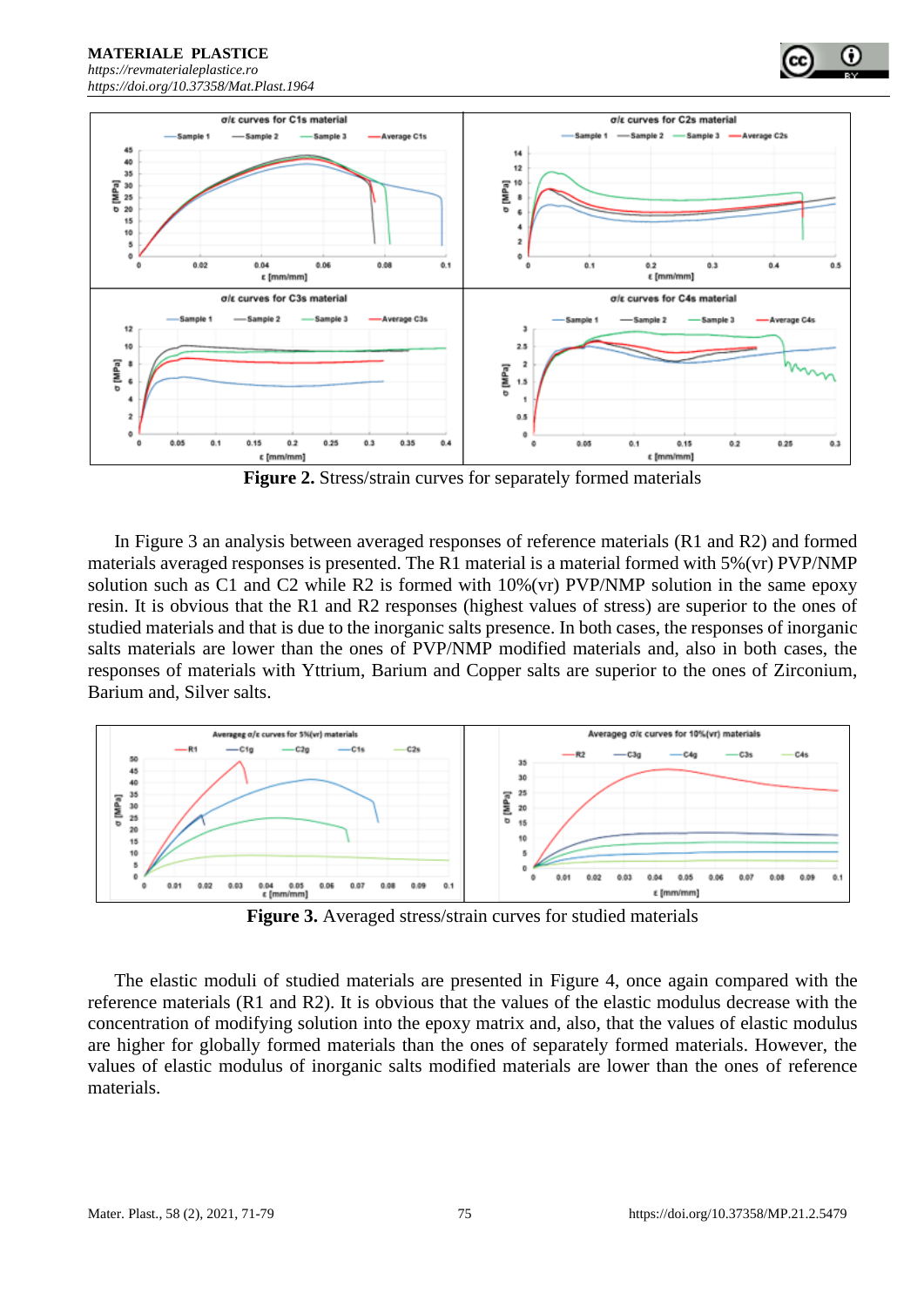**Figure 2.** Stress/strain curves for separately formed materials

In Figure 3 an analysis between averaged responses of reference materials (R1 and R2) and formed materials averaged responses is presented. The R1 material is a material formed with 5%(vr) PVP/NMP solution such as C1 and C2 while R2 is formed with 10%(vr) PVP/NMP solution in the same epoxy resin. It is obvious that the R1 and R2 responses (highest values of stress) are superior to the ones of studied materials and that is due to the inorganic salts presence. In both cases, the responses of inorganic salts materials are lower than the ones of PVP/NMP modified materials and, also in both cases, the responses of materials with Yttrium, Barium and Copper salts are superior to the ones of Zirconium, Barium and, Silver salts.

**Figure 3.** Averaged stress/strain curves for studied materials

The elastic moduli of studied materials are presented in Figure 4, once again compared with the reference materials (R1 and R2). It is obvious that the values of the elastic modulus decrease with the concentration of modifying solution into the epoxy matrix and, also, that the values of elastic modulus are higher for globally formed materials than the ones of separately formed materials. However, the values of elastic modulus of inorganic salts modified materials are lower than the ones of reference materials.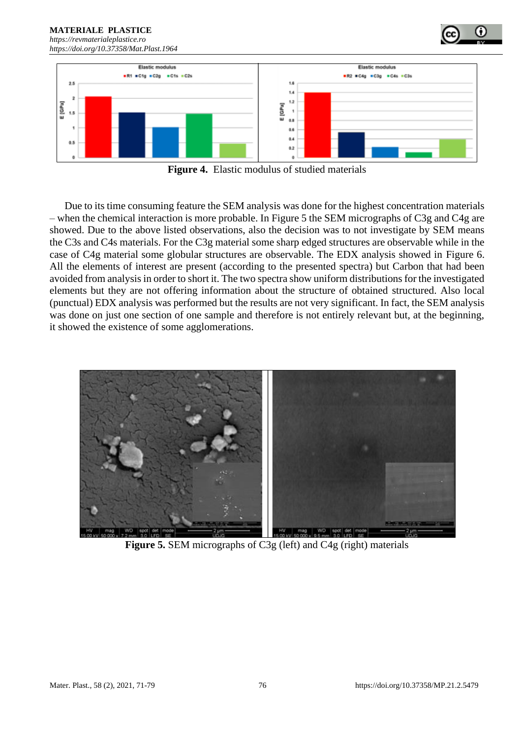**Figure 4.** Elastic modulus of studied materials

Due to its time consuming feature the SEM analysis was done for the highest concentration materials – when the chemical interaction is more probable. In Figure 5 the SEM micrographs of C3g and C4g are showed. Due to the above listed observations, also the decision was to not investigate by SEM means the C3s and C4s materials. For the C3g material some sharp edged structures are observable while in the case of C4g material some globular structures are observable. The EDX analysis showed in Figure 6. All the elements of interest are present (according to the presented spectra) but Carbon that had been avoided from analysis in order to short it. The two spectra show uniform distributions for the investigated elements but they are not offering information about the structure of obtained structured. Also local (punctual) EDX analysis was performed but the results are not very significant. In fact, the SEM analysis was done on just one section of one sample and therefore is not entirely relevant but, at the beginning, it showed the existence of some agglomerations.

**Figure 5.** SEM micrographs of C3g (left) and C4g (right) materials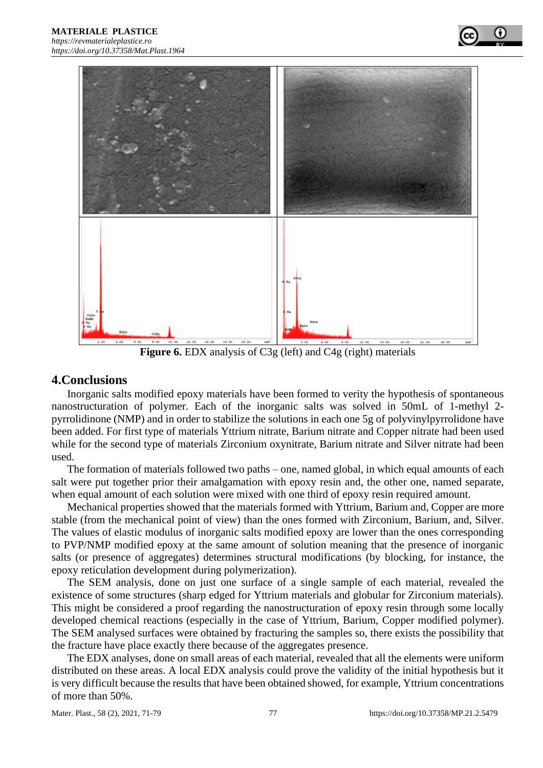**Figure 6.** EDX analysis of C3g (left) and C4g (right) materials

## 4.Conclusions

Inorganic salts modified epoxy materials have been formed to verity the hypothesis of spontaneous nanostructuration of polymer. Each of the inorganic salts was solved in 50mL of 1-methyl 2-pyrrolidinone (NMP) and in order to stabilize the solutions in each one 5g of polyvinylpyrrolidone have been added. For first type of materials Yttrium nitrate, Barium nitrate and Copper nitrate had been used while for the second type of materials Zirconium oxynitrate, Barium nitrate and Silver nitrate had been used.

The formation of materials followed two paths – one, named global, in which equal amounts of each salt were put together prior their amalgamation with epoxy resin and, the other one, named separate, when equal amount of each solution were mixed with one third of epoxy resin required amount.

Mechanical properties showed that the materials formed with Yttrium, Barium and, Copper are more stable (from the mechanical point of view) than the ones formed with Zirconium, Barium, and, Silver. The values of elastic modulus of inorganic salts modified epoxy are lower than the ones corresponding to PVP/NMP modified epoxy at the same amount of solution meaning that the presence of inorganic salts (or presence of aggregates) determines structural modifications (by blocking, for instance, the epoxy reticulation development during polymerization).

The SEM analysis, done on just one surface of a single sample of each material, revealed the existence of some structures (sharp edged for Yttrium materials and globular for Zirconium materials). This might be considered a proof regarding the nanostructuration of epoxy resin through some locally developed chemical reactions (especially in the case of Yttrium, Barium, Copper modified polymer). The SEM analysed surfaces were obtained by fracturing the samples so, there exists the possibility that the fracture have place exactly there because of the aggregates presence.

The EDX analyses, done on small areas of each material, revealed that all the elements were uniform distributed on these areas. A local EDX analysis could prove the validity of the initial hypothesis but it is very difficult because the results that have been obtained showed, for example, Yttrium concentrations of more than 50%.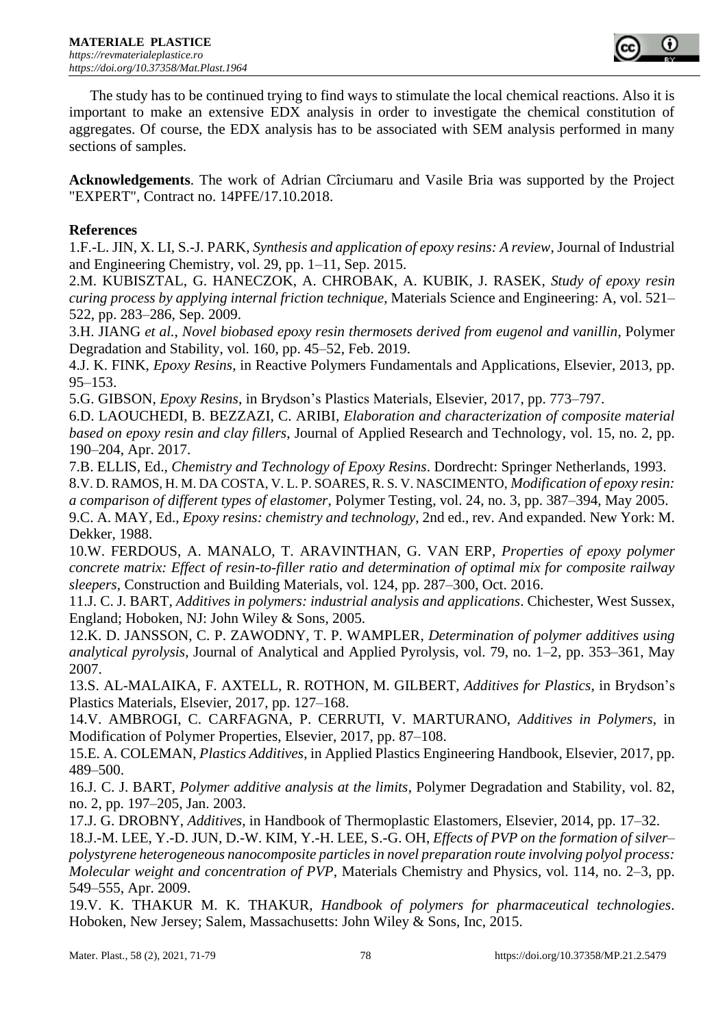The study has to be continued trying to find ways to stimulate the local chemical reactions. Also it is important to make an extensive EDX analysis in order to investigate the chemical constitution of aggregates. Of course, the EDX analysis has to be associated with SEM analysis performed in many sections of samples.

**Acknowledgements**. The work of Adrian Cîrciumaru and Vasile Bria was supported by the Project "EXPERT", Contract no. 14PFE/17.10.2018.

**References**

1.F.-L. JIN, X. LI, S.-J. PARK, *Synthesis and application of epoxy resins: A review*, Journal of Industrial and Engineering Chemistry, vol. 29, pp. 1–11, Sep. 2015.

2.M. KUBISZTAL, G. HANECZOK, A. CHROBAK, A. KUBIK, J. RASEK, *Study of epoxy resin curing process by applying internal friction technique*, Materials Science and Engineering: A, vol. 521–522, pp. 283–286, Sep. 2009.

3.H. JIANG *et al.*, *Novel biobased epoxy resin thermosets derived from eugenol and vanillin*, Polymer Degradation and Stability, vol. 160, pp. 45–52, Feb. 2019.

4.J. K. FINK, *Epoxy Resins*, in Reactive Polymers Fundamentals and Applications, Elsevier, 2013, pp. 95–153.

5.G. GIBSON, *Epoxy Resins*, in Brydson's Plastics Materials, Elsevier, 2017, pp. 773–797.

6.D. LAOUCHEDI, B. BEZZAZI, C. ARIBI, *Elaboration and characterization of composite material based on epoxy resin and clay fillers*, Journal of Applied Research and Technology, vol. 15, no. 2, pp. 190–204, Apr. 2017.

7.B. ELLIS, Ed., *Chemistry and Technology of Epoxy Resins*. Dordrecht: Springer Netherlands, 1993.

8.V. D. RAMOS, H. M. DA COSTA, V. L. P. SOARES, R. S. V. NASCIMENTO, *Modification of epoxy resin: a comparison of different types of elastomer*, Polymer Testing, vol. 24, no. 3, pp. 387–394, May 2005.

9.C. A. MAY, Ed., *Epoxy resins: chemistry and technology*, 2nd ed., rev. And expanded. New York: M. Dekker, 1988.

10.W. FERDOUS, A. MANALO, T. ARAVINTHAN, G. VAN ERP, *Properties of epoxy polymer concrete matrix: Effect of resin-to-filler ratio and determination of optimal mix for composite railway sleepers*, Construction and Building Materials, vol. 124, pp. 287–300, Oct. 2016.

11.J. C. J. BART, *Additives in polymers: industrial analysis and applications*. Chichester, West Sussex, England; Hoboken, NJ: John Wiley & Sons, 2005.

12.K. D. JANSSON, C. P. ZAWODNY, T. P. WAMPLER, *Determination of polymer additives using analytical pyrolysis*, Journal of Analytical and Applied Pyrolysis, vol. 79, no. 1–2, pp. 353–361, May 2007.

13.S. AL-MALAIKA, F. AXTELL, R. ROTHON, M. GILBERT, *Additives for Plastics*, in Brydson's Plastics Materials, Elsevier, 2017, pp. 127–168.

14.V. AMBROGI, C. CARFAGNA, P. CERRUTI, V. MARTURANO, *Additives in Polymers*, in Modification of Polymer Properties, Elsevier, 2017, pp. 87–108.

15.E. A. COLEMAN, *Plastics Additives*, in Applied Plastics Engineering Handbook, Elsevier, 2017, pp. 489–500.

16.J. C. J. BART, *Polymer additive analysis at the limits*, Polymer Degradation and Stability, vol. 82, no. 2, pp. 197–205, Jan. 2003.

17.J. G. DROBNY, *Additives*, in Handbook of Thermoplastic Elastomers, Elsevier, 2014, pp. 17–32.

18.J.-M. LEE, Y.-D. JUN, D.-W. KIM, Y.-H. LEE, S.-G. OH, *Effects of PVP on the formation of silver–polystyrene heterogeneous nanocomposite particles in novel preparation route involving polyol process: Molecular weight and concentration of PVP*, Materials Chemistry and Physics, vol. 114, no. 2–3, pp. 549–555, Apr. 2009.

19.V. K. THAKUR M. K. THAKUR, *Handbook of polymers for pharmaceutical technologies*. Hoboken, New Jersey; Salem, Massachusetts: John Wiley & Sons, Inc, 2015.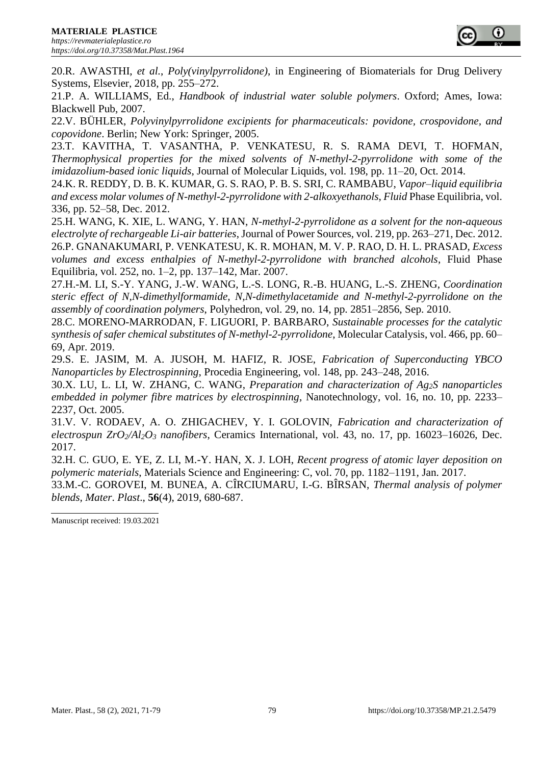20.R. AWASTHI, *et al.*, *Poly(vinylpyrrolidone)*, in Engineering of Biomaterials for Drug Delivery Systems, Elsevier, 2018, pp. 255–272.

21.P. A. WILLIAMS, Ed., *Handbook of industrial water soluble polymers*. Oxford; Ames, Iowa: Blackwell Pub, 2007.

22.V. BÜHLER, *Polyvinylpyrrolidone excipients for pharmaceuticals: povidone, crospovidone, and copovidone*. Berlin; New York: Springer, 2005.

23.T. KAVITHA, T. VASANTHA, P. VENKATESU, R. S. RAMA DEVI, T. HOFMAN, *Thermophysical properties for the mixed solvents of N-methyl-2-pyrrolidone with some of the imidazolium-based ionic liquids*, Journal of Molecular Liquids, vol. 198, pp. 11–20, Oct. 2014.

24.K. R. REDDY, D. B. K. KUMAR, G. S. RAO, P. B. S. SRI, C. RAMBABU, *Vapor–liquid equilibria and excess molar volumes of N-methyl-2-pyrrolidone with 2-alkoxyethanols*, *Fluid* Phase Equilibria, vol. 336, pp. 52–58, Dec. 2012.

25.H. WANG, K. XIE, L. WANG, Y. HAN, *N-methyl-2-pyrrolidone as a solvent for the non-aqueous electrolyte of rechargeable Li-air batteries*, Journal of Power Sources, vol. 219, pp. 263–271, Dec. 2012.

26.P. GNANAKUMARI, P. VENKATESU, K. R. MOHAN, M. V. P. RAO, D. H. L. PRASAD, *Excess volumes and excess enthalpies of N-methyl-2-pyrrolidone with branched alcohols*, Fluid Phase Equilibria, vol. 252, no. 1–2, pp. 137–142, Mar. 2007.

27.H.-M. LI, S.-Y. YANG, J.-W. WANG, L.-S. LONG, R.-B. HUANG, L.-S. ZHENG, *Coordination steric effect of N,N-dimethylformamide, N,N-dimethylacetamide and N-methyl-2-pyrrolidone on the assembly of coordination polymers*, Polyhedron, vol. 29, no. 14, pp. 2851–2856, Sep. 2010.

28.C. MORENO-MARRODAN, F. LIGUORI, P. BARBARO, *Sustainable processes for the catalytic synthesis of safer chemical substitutes of N-methyl-2-pyrrolidone*, Molecular Catalysis, vol. 466, pp. 60–69, Apr. 2019.

29.S. E. JASIM, M. A. JUSOH, M. HAFIZ, R. JOSE, *Fabrication of Superconducting YBCO Nanoparticles by Electrospinning*, Procedia Engineering, vol. 148, pp. 243–248, 2016.

30.X. LU, L. LI, W. ZHANG, C. WANG, *Preparation and characterization of $Ag_2S$ nanoparticles embedded in polymer fibre matrices by electrospinning*, Nanotechnology, vol. 16, no. 10, pp. 2233–2237, Oct. 2005.

31.V. V. RODAEV, A. O. ZHIGACHEV, Y. I. GOLOVIN, *Fabrication and characterization of electrospun $ZrO_2/Al_2O_3$ nanofibers*, Ceramics International, vol. 43, no. 17, pp. 16023–16026, Dec. 2017.

32.H. C. GUO, E. YE, Z. LI, M.-Y. HAN, X. J. LOH, *Recent progress of atomic layer deposition on polymeric materials*, Materials Science and Engineering: C, vol. 70, pp. 1182–1191, Jan. 2017.

33.M.-C. GOROVEI, M. BUNEA, A. CÎRCIUMARU, I.-G. BÎRSAN, *Thermal analysis of polymer blends, Mater. Plast*., **56**(4), 2019, 680-687.

Manuscript received: 19.03.2021